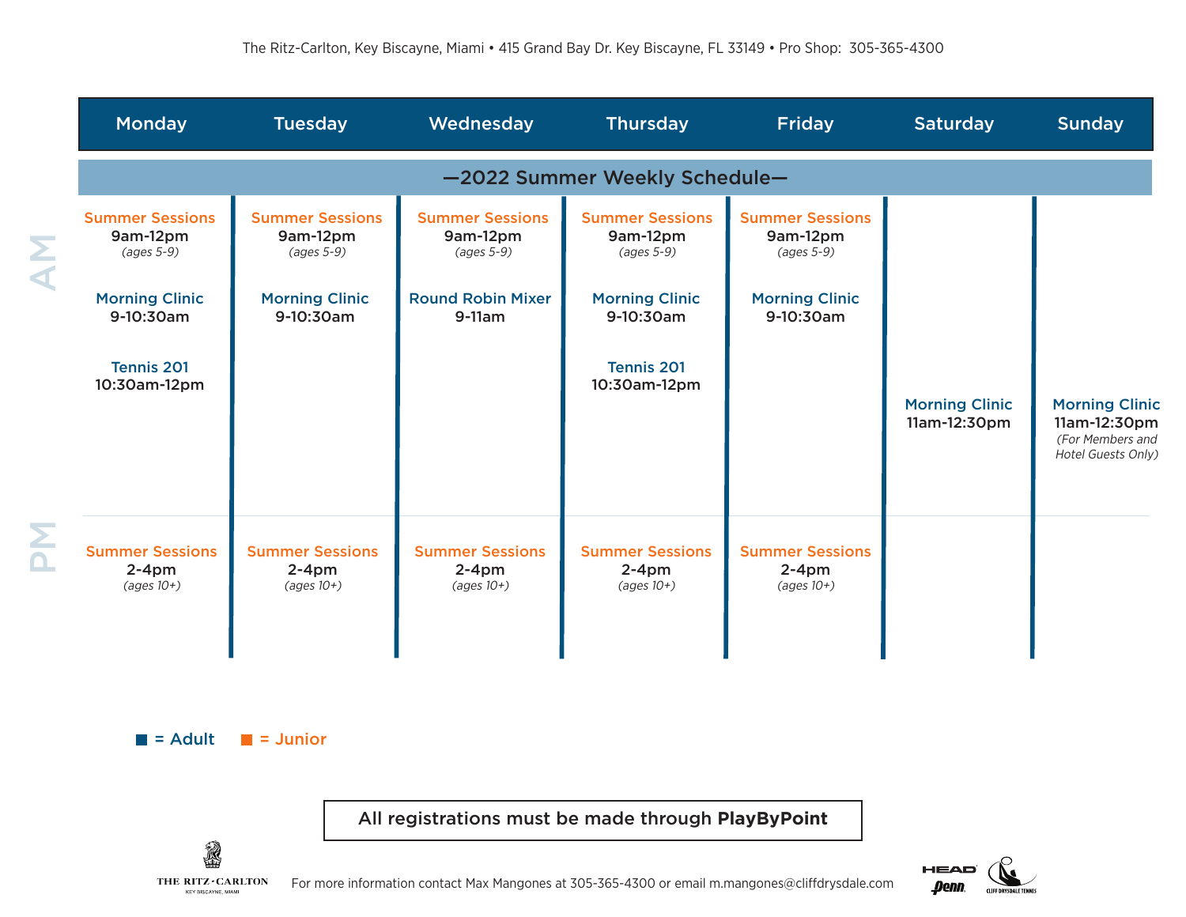The Ritz-Carlton, Key Biscayne, Miami • 415 Grand Bay Dr. Key Biscayne, FL 33149 • Pro Shop: 305-365-4300

## —2022 Summer Weekly Schedule—

| | Monday | Tuesday | Wednesday | Thursday | Friday | Saturday | Sunday |
|---|---|---|---|---|---|---|---|
| AM | Summer Sessions 9am-12pm *(ages 5-9)* | Summer Sessions 9am-12pm *(ages 5-9)* | Summer Sessions 9am-12pm *(ages 5-9)* | Summer Sessions 9am-12pm *(ages 5-9)* | Summer Sessions 9am-12pm *(ages 5-9)* | | |
| AM | Morning Clinic 9-10:30am | Morning Clinic 9-10:30am | Round Robin Mixer 9-11am | Morning Clinic 9-10:30am | Morning Clinic 9-10:30am | | |
| AM | Tennis 201 10:30am-12pm | | | Tennis 201 10:30am-12pm | | Morning Clinic 11am-12:30pm | Morning Clinic 11am-12:30pm *(For Members and Hotel Guests Only)* |
| PM | Summer Sessions 2-4pm *(ages 10+)* | Summer Sessions 2-4pm *(ages 10+)* | Summer Sessions 2-4pm *(ages 10+)* | Summer Sessions 2-4pm *(ages 10+)* | Summer Sessions 2-4pm *(ages 10+)* | | |

■ = Adult ■ = Junior

Adult: Morning Clinic, Tennis 201, Round Robin Mixer. Junior: Summer Sessions.

**All registrations must be made through PlayByPoint**

THE RITZ-CARLTON KEY BISCAYNE, MIAMI

For more information contact Max Mangones at 305-365-4300 or email m.mangones@cliffdrysdale.com

HEAD Penn CLIFF DRYSDALE TENNIS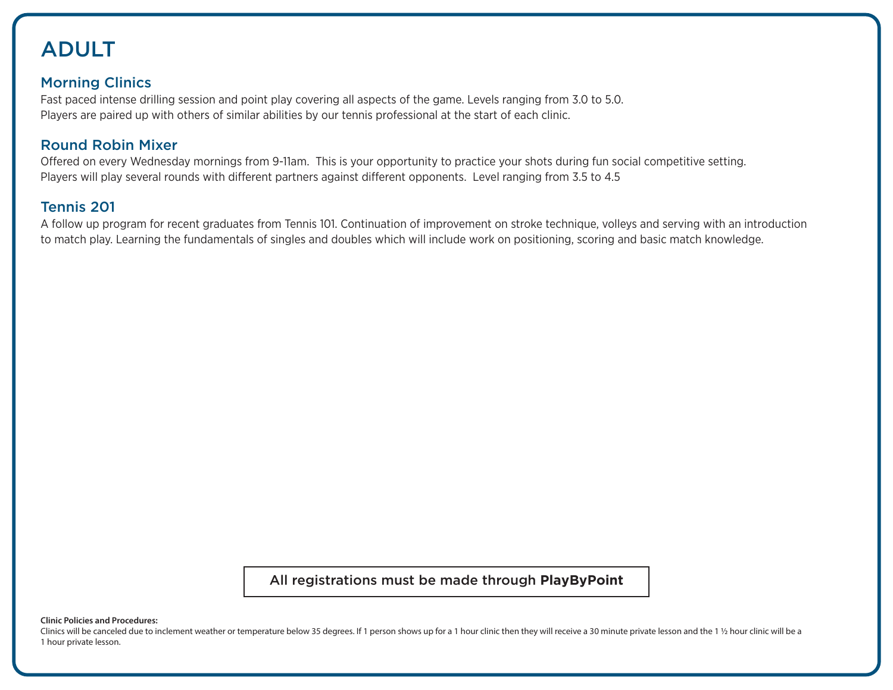# ADULT

## Morning Clinics

Fast paced intense drilling session and point play covering all aspects of the game. Levels ranging from 3.0 to 5.0.
Players are paired up with others of similar abilities by our tennis professional at the start of each clinic.

## Round Robin Mixer

Offered on every Wednesday mornings from 9-11am. This is your opportunity to practice your shots during fun social competitive setting.
Players will play several rounds with different partners against different opponents. Level ranging from 3.5 to 4.5

## Tennis 201

A follow up program for recent graduates from Tennis 101. Continuation of improvement on stroke technique, volleys and serving with an introduction to match play. Learning the fundamentals of singles and doubles which will include work on positioning, scoring and basic match knowledge.

All registrations must be made through **PlayByPoint**

**Clinic Policies and Procedures:**
Clinics will be canceled due to inclement weather or temperature below 35 degrees. If 1 person shows up for a 1 hour clinic then they will receive a 30 minute private lesson and the 1 ½ hour clinic will be a 1 hour private lesson.